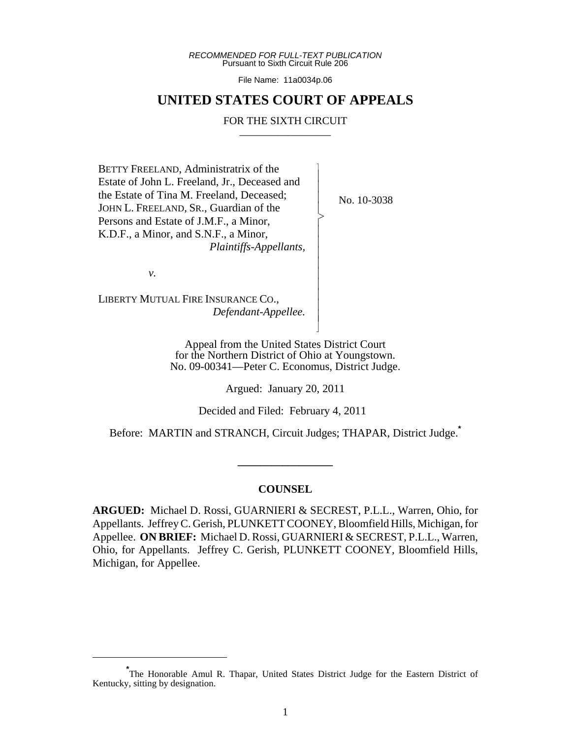*RECOMMENDED FOR FULL-TEXT PUBLICATION*
Pursuant to Sixth Circuit Rule 206

File Name: 11a0034p.06

# UNITED STATES COURT OF APPEALS

## FOR THE SIXTH CIRCUIT

BETTY FREELAND, Administratrix of the Estate of John L. Freeland, Jr., Deceased and the Estate of Tina M. Freeland, Deceased; JOHN L. FREELAND, SR., Guardian of the Persons and Estate of J.M.F., a Minor, K.D.F., a Minor, and S.N.F., a Minor,
*Plaintiffs-Appellants,*

*v.*

LIBERTY MUTUAL FIRE INSURANCE CO.,
*Defendant-Appellee.*

No. 10-3038

Appeal from the United States District Court for the Northern District of Ohio at Youngstown.
No. 09-00341—Peter C. Economus, District Judge.

Argued: January 20, 2011

Decided and Filed: February 4, 2011

Before: MARTIN and STRANCH, Circuit Judges; THAPAR, District Judge.[*]

## COUNSEL

**ARGUED:** Michael D. Rossi, GUARNIERI & SECREST, P.L.L., Warren, Ohio, for Appellants. Jeffrey C. Gerish, PLUNKETT COONEY, Bloomfield Hills, Michigan, for Appellee. **ON BRIEF:** Michael D. Rossi, GUARNIERI & SECREST, P.L.L., Warren, Ohio, for Appellants. Jeffrey C. Gerish, PLUNKETT COONEY, Bloomfield Hills, Michigan, for Appellee.

[*] The Honorable Amul R. Thapar, United States District Judge for the Eastern District of Kentucky, sitting by designation.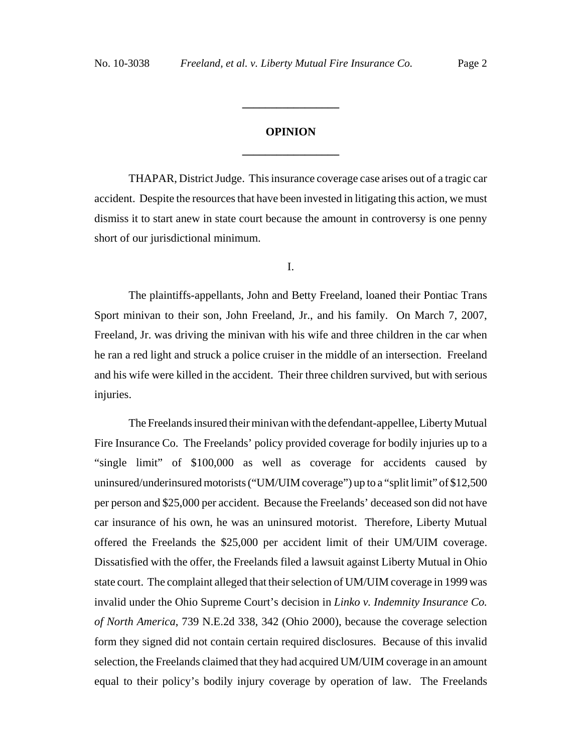## OPINION

THAPAR, District Judge. This insurance coverage case arises out of a tragic car accident. Despite the resources that have been invested in litigating this action, we must dismiss it to start anew in state court because the amount in controversy is one penny short of our jurisdictional minimum.

I.

The plaintiffs-appellants, John and Betty Freeland, loaned their Pontiac Trans Sport minivan to their son, John Freeland, Jr., and his family. On March 7, 2007, Freeland, Jr. was driving the minivan with his wife and three children in the car when he ran a red light and struck a police cruiser in the middle of an intersection. Freeland and his wife were killed in the accident. Their three children survived, but with serious injuries.

The Freelands insured their minivan with the defendant-appellee, Liberty Mutual Fire Insurance Co. The Freelands' policy provided coverage for bodily injuries up to a "single limit" of $100,000 as well as coverage for accidents caused by uninsured/underinsured motorists ("UM/UIM coverage") up to a "split limit" of $12,500 per person and $25,000 per accident. Because the Freelands' deceased son did not have car insurance of his own, he was an uninsured motorist. Therefore, Liberty Mutual offered the Freelands the $25,000 per accident limit of their UM/UIM coverage. Dissatisfied with the offer, the Freelands filed a lawsuit against Liberty Mutual in Ohio state court. The complaint alleged that their selection of UM/UIM coverage in 1999 was invalid under the Ohio Supreme Court's decision in *Linko v. Indemnity Insurance Co. of North America*, 739 N.E.2d 338, 342 (Ohio 2000), because the coverage selection form they signed did not contain certain required disclosures. Because of this invalid selection, the Freelands claimed that they had acquired UM/UIM coverage in an amount equal to their policy's bodily injury coverage by operation of law. The Freelands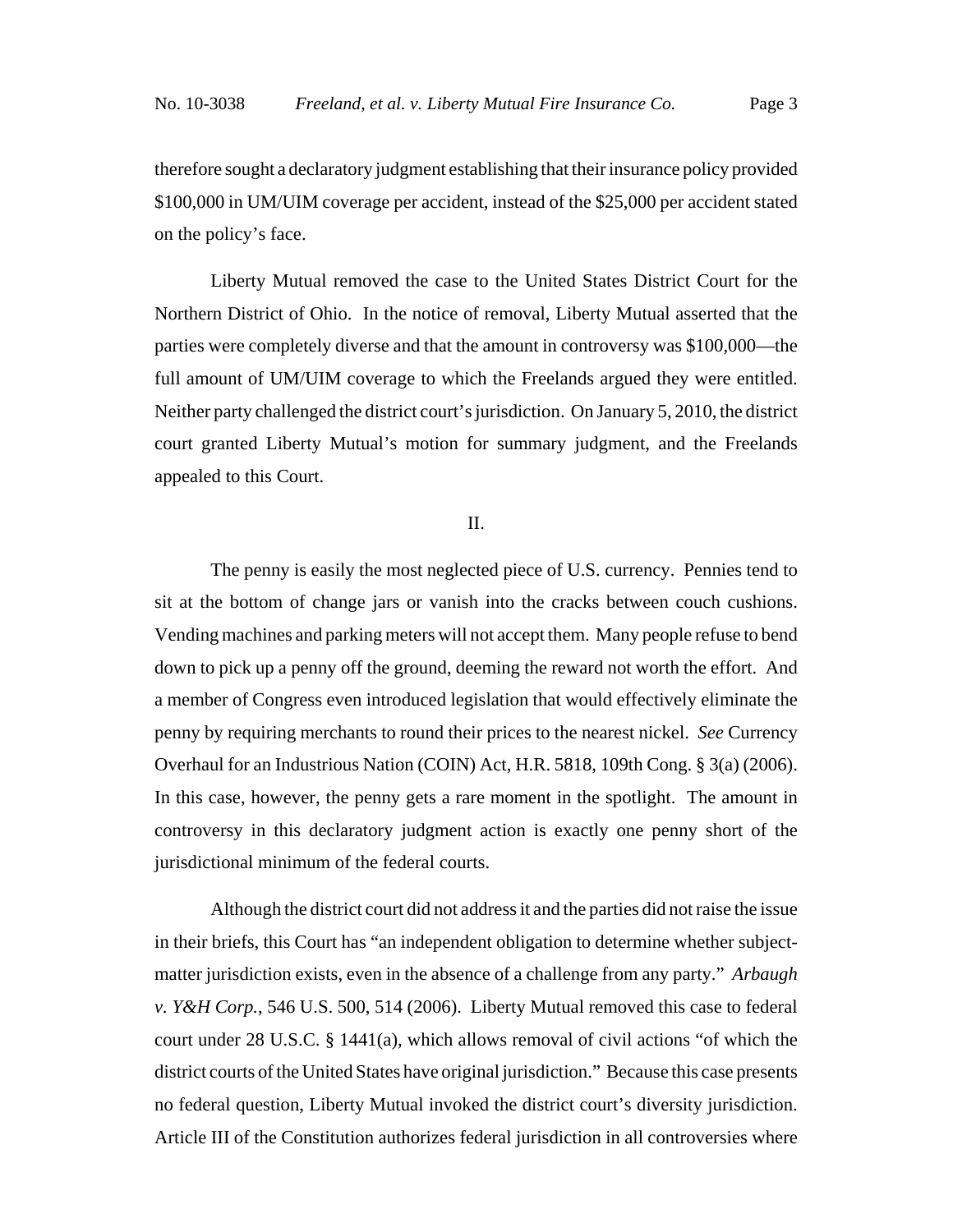therefore sought a declaratory judgment establishing that their insurance policy provided $100,000 in UM/UIM coverage per accident, instead of the $25,000 per accident stated on the policy's face.

Liberty Mutual removed the case to the United States District Court for the Northern District of Ohio. In the notice of removal, Liberty Mutual asserted that the parties were completely diverse and that the amount in controversy was $100,000—the full amount of UM/UIM coverage to which the Freelands argued they were entitled. Neither party challenged the district court's jurisdiction. On January 5, 2010, the district court granted Liberty Mutual's motion for summary judgment, and the Freelands appealed to this Court.

## II.

The penny is easily the most neglected piece of U.S. currency. Pennies tend to sit at the bottom of change jars or vanish into the cracks between couch cushions. Vending machines and parking meters will not accept them. Many people refuse to bend down to pick up a penny off the ground, deeming the reward not worth the effort. And a member of Congress even introduced legislation that would effectively eliminate the penny by requiring merchants to round their prices to the nearest nickel. *See* Currency Overhaul for an Industrious Nation (COIN) Act, H.R. 5818, 109th Cong. § 3(a) (2006). In this case, however, the penny gets a rare moment in the spotlight. The amount in controversy in this declaratory judgment action is exactly one penny short of the jurisdictional minimum of the federal courts.

Although the district court did not address it and the parties did not raise the issue in their briefs, this Court has "an independent obligation to determine whether subject-matter jurisdiction exists, even in the absence of a challenge from any party." *Arbaugh v. Y&H Corp.*, 546 U.S. 500, 514 (2006). Liberty Mutual removed this case to federal court under 28 U.S.C. § 1441(a), which allows removal of civil actions "of which the district courts of the United States have original jurisdiction." Because this case presents no federal question, Liberty Mutual invoked the district court's diversity jurisdiction. Article III of the Constitution authorizes federal jurisdiction in all controversies where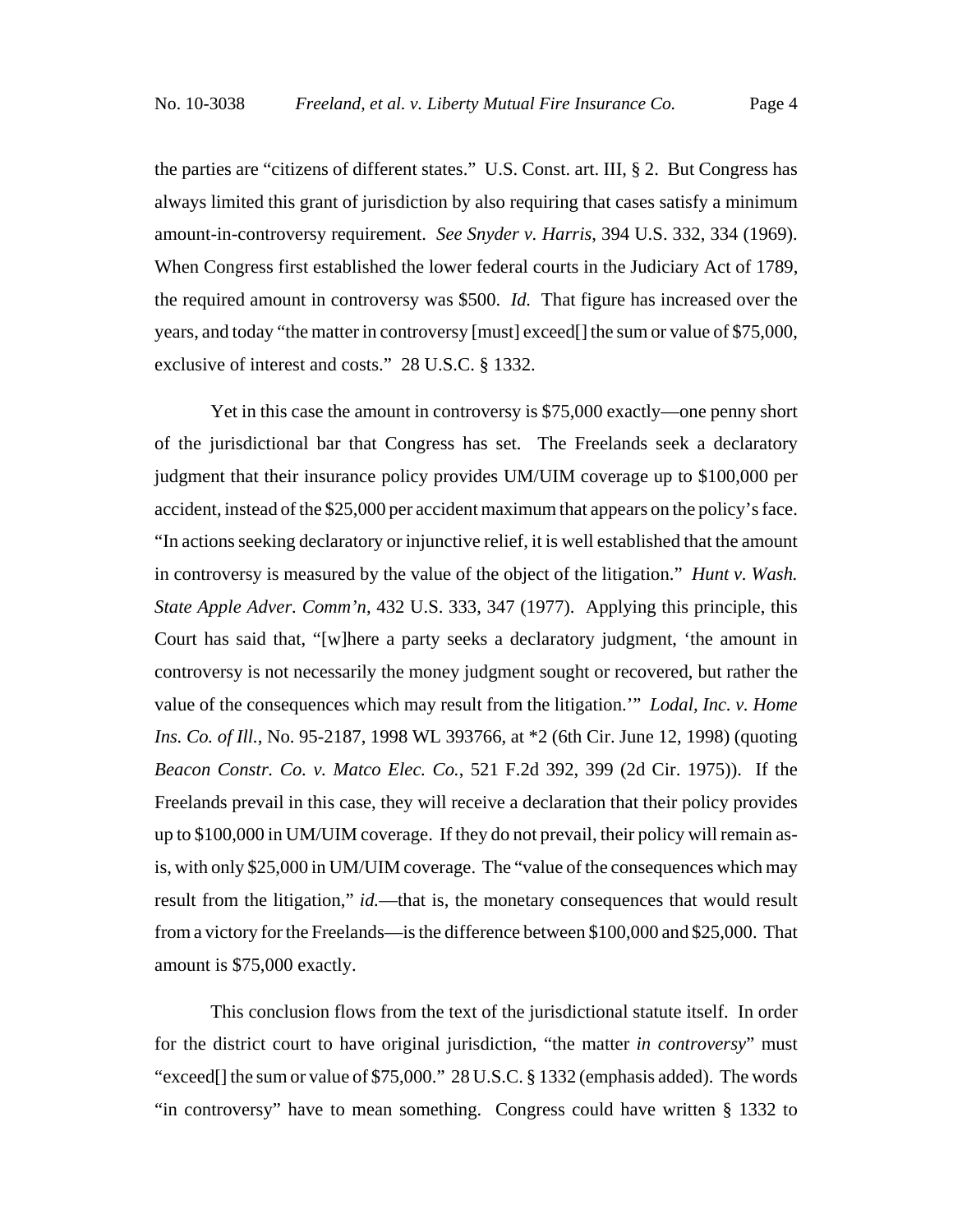the parties are "citizens of different states." U.S. Const. art. III, § 2. But Congress has always limited this grant of jurisdiction by also requiring that cases satisfy a minimum amount-in-controversy requirement. *See Snyder v. Harris*, 394 U.S. 332, 334 (1969). When Congress first established the lower federal courts in the Judiciary Act of 1789, the required amount in controversy was $500. *Id.* That figure has increased over the years, and today "the matter in controversy [must] exceed[] the sum or value of $75,000, exclusive of interest and costs." 28 U.S.C. § 1332.

Yet in this case the amount in controversy is $75,000 exactly—one penny short of the jurisdictional bar that Congress has set. The Freelands seek a declaratory judgment that their insurance policy provides UM/UIM coverage up to $100,000 per accident, instead of the $25,000 per accident maximum that appears on the policy's face. "In actions seeking declaratory or injunctive relief, it is well established that the amount in controversy is measured by the value of the object of the litigation." *Hunt v. Wash. State Apple Adver. Comm'n*, 432 U.S. 333, 347 (1977). Applying this principle, this Court has said that, "[w]here a party seeks a declaratory judgment, 'the amount in controversy is not necessarily the money judgment sought or recovered, but rather the value of the consequences which may result from the litigation.'" *Lodal, Inc. v. Home Ins. Co. of Ill.*, No. 95-2187, 1998 WL 393766, at *2 (6th Cir. June 12, 1998) (quoting *Beacon Constr. Co. v. Matco Elec. Co.*, 521 F.2d 392, 399 (2d Cir. 1975)). If the Freelands prevail in this case, they will receive a declaration that their policy provides up to $100,000 in UM/UIM coverage. If they do not prevail, their policy will remain as-is, with only $25,000 in UM/UIM coverage. The "value of the consequences which may result from the litigation," *id.*—that is, the monetary consequences that would result from a victory for the Freelands—is the difference between $100,000 and $25,000. That amount is $75,000 exactly.

This conclusion flows from the text of the jurisdictional statute itself. In order for the district court to have original jurisdiction, "the matter *in controversy*" must "exceed[] the sum or value of $75,000." 28 U.S.C. § 1332 (emphasis added). The words "in controversy" have to mean something. Congress could have written § 1332 to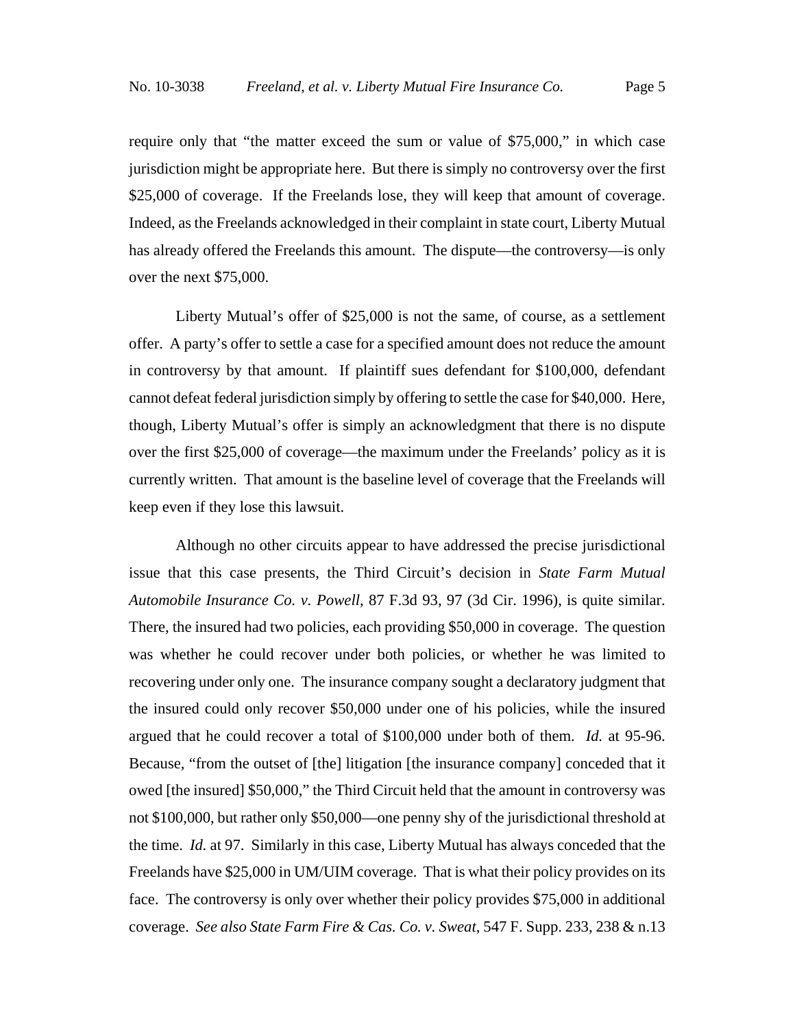require only that "the matter exceed the sum or value of $75,000," in which case jurisdiction might be appropriate here. But there is simply no controversy over the first $25,000 of coverage. If the Freelands lose, they will keep that amount of coverage. Indeed, as the Freelands acknowledged in their complaint in state court, Liberty Mutual has already offered the Freelands this amount. The dispute—the controversy—is only over the next $75,000.

Liberty Mutual's offer of $25,000 is not the same, of course, as a settlement offer. A party's offer to settle a case for a specified amount does not reduce the amount in controversy by that amount. If plaintiff sues defendant for $100,000, defendant cannot defeat federal jurisdiction simply by offering to settle the case for $40,000. Here, though, Liberty Mutual's offer is simply an acknowledgment that there is no dispute over the first $25,000 of coverage—the maximum under the Freelands' policy as it is currently written. That amount is the baseline level of coverage that the Freelands will keep even if they lose this lawsuit.

Although no other circuits appear to have addressed the precise jurisdictional issue that this case presents, the Third Circuit's decision in *State Farm Mutual Automobile Insurance Co. v. Powell*, 87 F.3d 93, 97 (3d Cir. 1996), is quite similar. There, the insured had two policies, each providing $50,000 in coverage. The question was whether he could recover under both policies, or whether he was limited to recovering under only one. The insurance company sought a declaratory judgment that the insured could only recover $50,000 under one of his policies, while the insured argued that he could recover a total of $100,000 under both of them. *Id.* at 95-96. Because, "from the outset of [the] litigation [the insurance company] conceded that it owed [the insured] $50,000," the Third Circuit held that the amount in controversy was not $100,000, but rather only $50,000—one penny shy of the jurisdictional threshold at the time. *Id.* at 97. Similarly in this case, Liberty Mutual has always conceded that the Freelands have $25,000 in UM/UIM coverage. That is what their policy provides on its face. The controversy is only over whether their policy provides $75,000 in additional coverage. *See also State Farm Fire & Cas. Co. v. Sweat*, 547 F. Supp. 233, 238 & n.13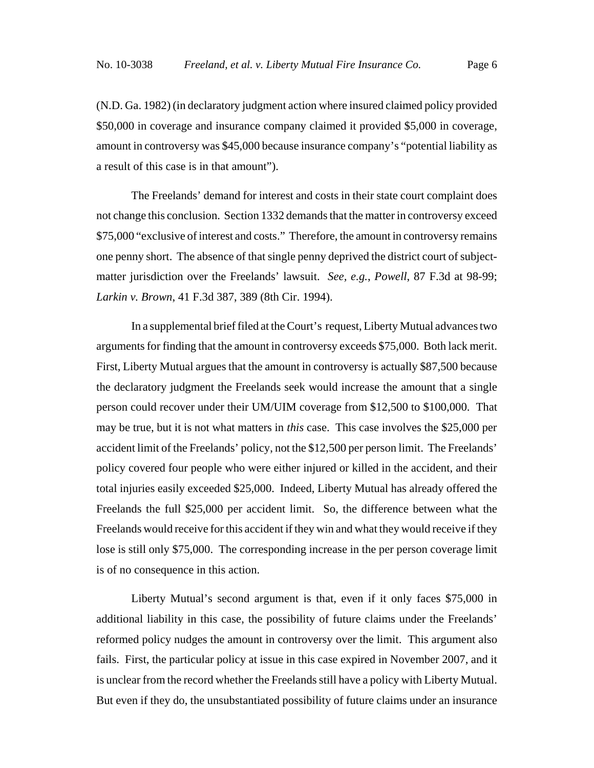(N.D. Ga. 1982) (in declaratory judgment action where insured claimed policy provided $50,000 in coverage and insurance company claimed it provided $5,000 in coverage, amount in controversy was $45,000 because insurance company's "potential liability as a result of this case is in that amount").

The Freelands' demand for interest and costs in their state court complaint does not change this conclusion. Section 1332 demands that the matter in controversy exceed $75,000 "exclusive of interest and costs." Therefore, the amount in controversy remains one penny short. The absence of that single penny deprived the district court of subject-matter jurisdiction over the Freelands' lawsuit. *See, e.g.*, *Powell*, 87 F.3d at 98-99; *Larkin v. Brown*, 41 F.3d 387, 389 (8th Cir. 1994).

In a supplemental brief filed at the Court's request, Liberty Mutual advances two arguments for finding that the amount in controversy exceeds $75,000. Both lack merit. First, Liberty Mutual argues that the amount in controversy is actually $87,500 because the declaratory judgment the Freelands seek would increase the amount that a single person could recover under their UM/UIM coverage from $12,500 to $100,000. That may be true, but it is not what matters in *this* case. This case involves the $25,000 per accident limit of the Freelands' policy, not the $12,500 per person limit. The Freelands' policy covered four people who were either injured or killed in the accident, and their total injuries easily exceeded $25,000. Indeed, Liberty Mutual has already offered the Freelands the full $25,000 per accident limit. So, the difference between what the Freelands would receive for this accident if they win and what they would receive if they lose is still only $75,000. The corresponding increase in the per person coverage limit is of no consequence in this action.

Liberty Mutual's second argument is that, even if it only faces $75,000 in additional liability in this case, the possibility of future claims under the Freelands' reformed policy nudges the amount in controversy over the limit. This argument also fails. First, the particular policy at issue in this case expired in November 2007, and it is unclear from the record whether the Freelands still have a policy with Liberty Mutual. But even if they do, the unsubstantiated possibility of future claims under an insurance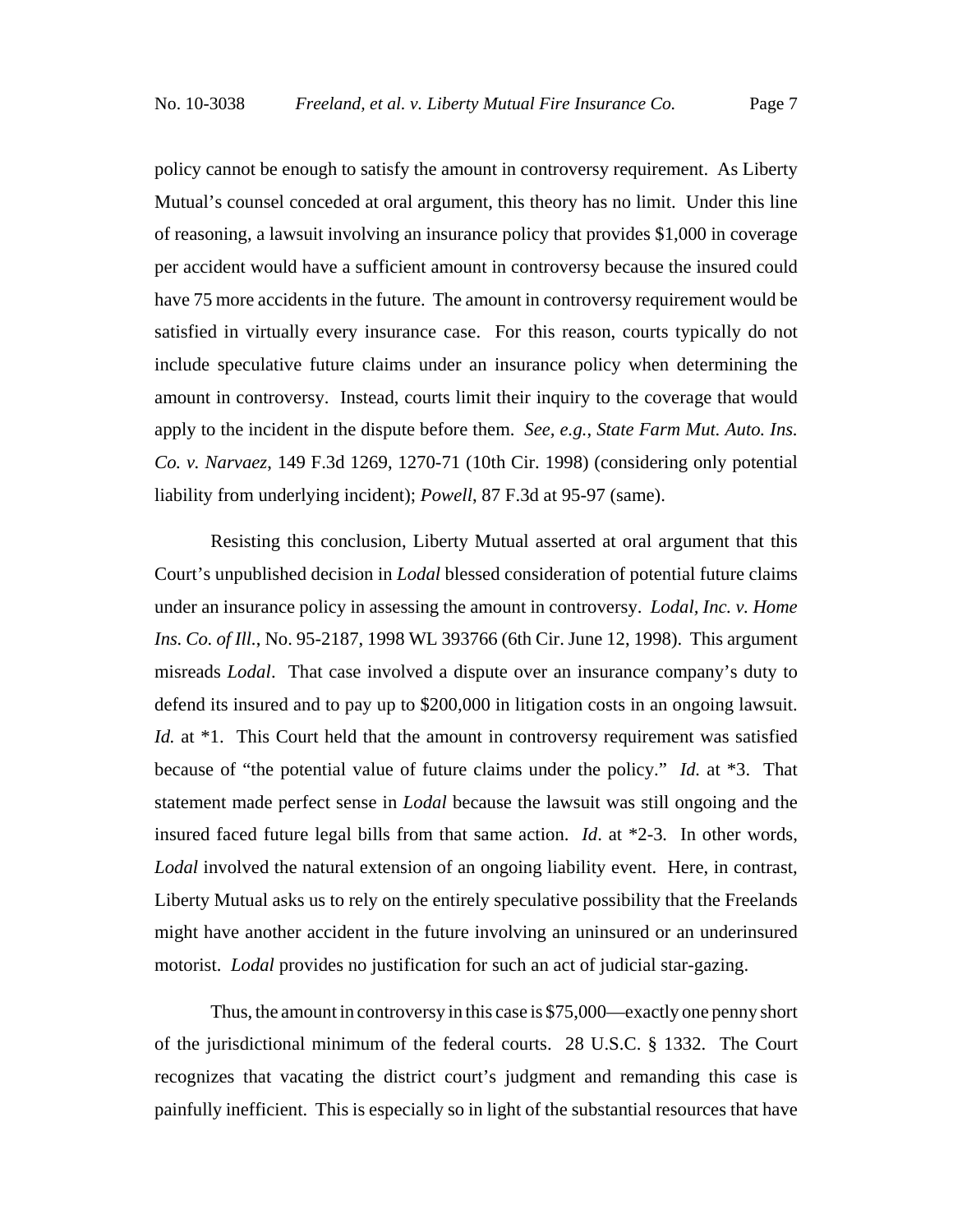policy cannot be enough to satisfy the amount in controversy requirement. As Liberty Mutual's counsel conceded at oral argument, this theory has no limit. Under this line of reasoning, a lawsuit involving an insurance policy that provides $1,000 in coverage per accident would have a sufficient amount in controversy because the insured could have 75 more accidents in the future. The amount in controversy requirement would be satisfied in virtually every insurance case. For this reason, courts typically do not include speculative future claims under an insurance policy when determining the amount in controversy. Instead, courts limit their inquiry to the coverage that would apply to the incident in the dispute before them. *See, e.g.*, *State Farm Mut. Auto. Ins. Co. v. Narvaez*, 149 F.3d 1269, 1270-71 (10th Cir. 1998) (considering only potential liability from underlying incident); *Powell*, 87 F.3d at 95-97 (same).

Resisting this conclusion, Liberty Mutual asserted at oral argument that this Court's unpublished decision in *Lodal* blessed consideration of potential future claims under an insurance policy in assessing the amount in controversy. *Lodal, Inc. v. Home Ins. Co. of Ill.*, No. 95-2187, 1998 WL 393766 (6th Cir. June 12, 1998). This argument misreads *Lodal*. That case involved a dispute over an insurance company's duty to defend its insured and to pay up to $200,000 in litigation costs in an ongoing lawsuit. *Id.* at *1. This Court held that the amount in controversy requirement was satisfied because of "the potential value of future claims under the policy." *Id.* at *3. That statement made perfect sense in *Lodal* because the lawsuit was still ongoing and the insured faced future legal bills from that same action. *Id*. at *2-3. In other words, *Lodal* involved the natural extension of an ongoing liability event. Here, in contrast, Liberty Mutual asks us to rely on the entirely speculative possibility that the Freelands might have another accident in the future involving an uninsured or an underinsured motorist. *Lodal* provides no justification for such an act of judicial star-gazing.

Thus, the amount in controversy in this case is $75,000—exactly one penny short of the jurisdictional minimum of the federal courts. 28 U.S.C. § 1332. The Court recognizes that vacating the district court's judgment and remanding this case is painfully inefficient. This is especially so in light of the substantial resources that have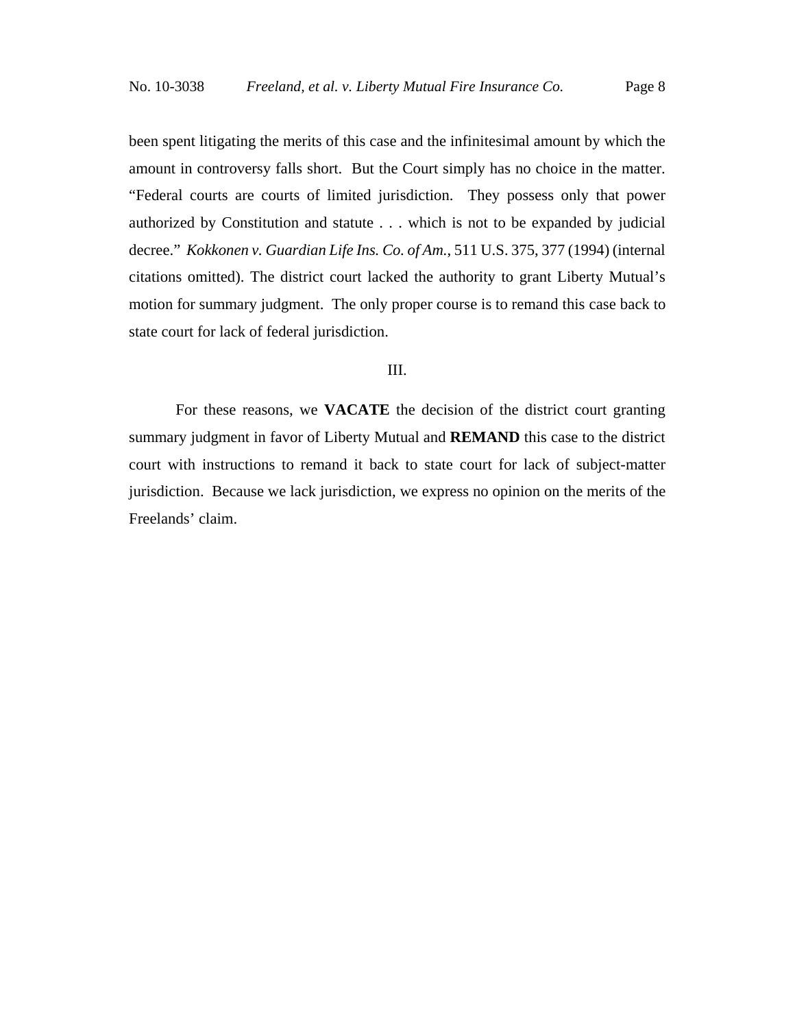been spent litigating the merits of this case and the infinitesimal amount by which the amount in controversy falls short. But the Court simply has no choice in the matter. "Federal courts are courts of limited jurisdiction. They possess only that power authorized by Constitution and statute . . . which is not to be expanded by judicial decree." *Kokkonen v. Guardian Life Ins. Co. of Am.*, 511 U.S. 375, 377 (1994) (internal citations omitted). The district court lacked the authority to grant Liberty Mutual's motion for summary judgment. The only proper course is to remand this case back to state court for lack of federal jurisdiction.

## III.

For these reasons, we **VACATE** the decision of the district court granting summary judgment in favor of Liberty Mutual and **REMAND** this case to the district court with instructions to remand it back to state court for lack of subject-matter jurisdiction. Because we lack jurisdiction, we express no opinion on the merits of the Freelands' claim.